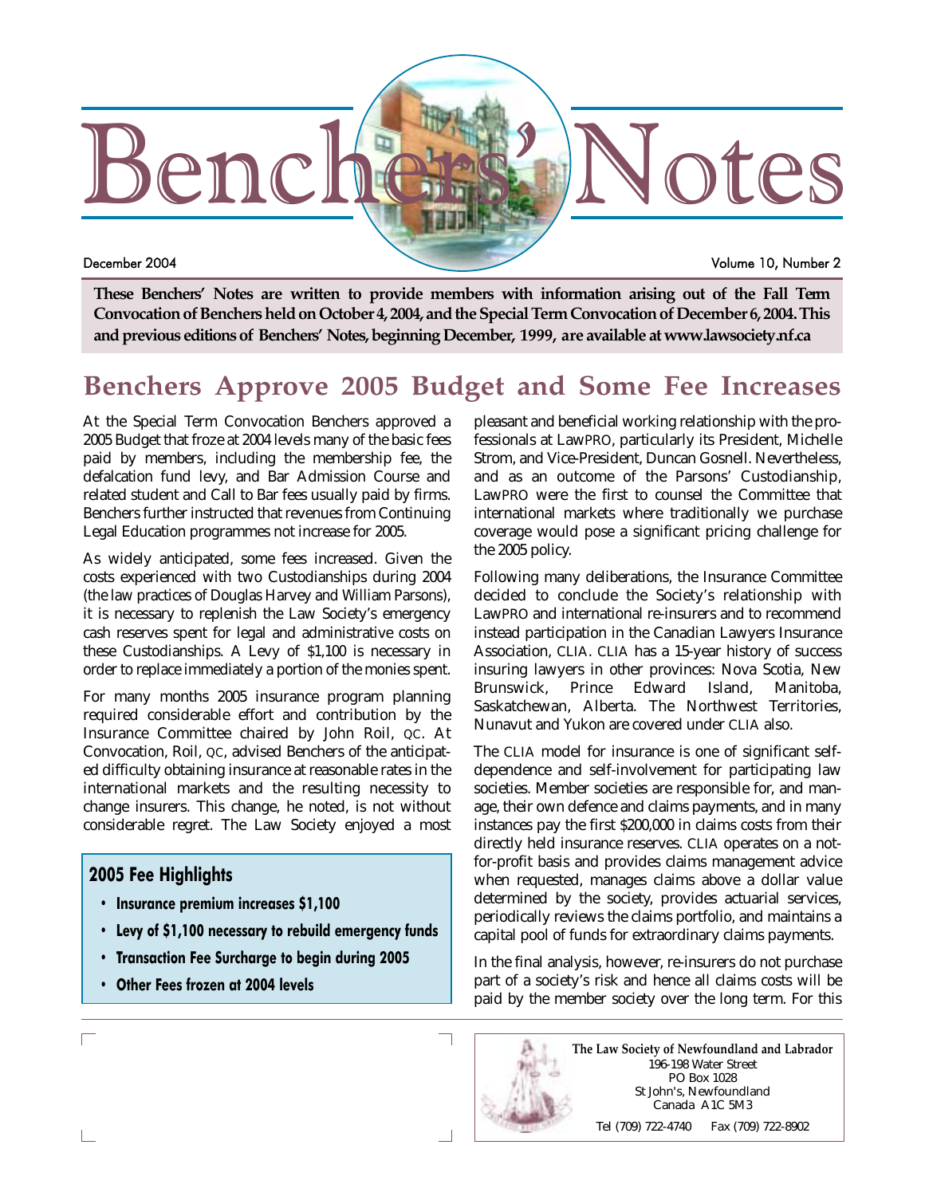# Benchers' Notes

December 2004 — Volume 10, Number 2

**These Benchers' Notes are written to provide members with information arising out of the Fall Term Convocation of Benchers held on October 4, 2004, and the Special Term Convocation of December 6, 2004. This and previous editions of Benchers' Notes, beginning December, 1999, are available at www.lawsociety.nf.ca**

## Benchers Approve 2005 Budget and Some Fee Increases

At the Special Term Convocation Benchers approved a 2005 Budget that froze at 2004 levels many of the basic fees paid by members, including the membership fee, the defalcation fund levy, and Bar Admission Course and related student and Call to Bar fees usually paid by firms. Benchers further instructed that revenues from Continuing Legal Education programmes not increase for 2005.

As widely anticipated, some fees increased. Given the costs experienced with two Custodianships during 2004 (the law practices of Douglas Harvey and William Parsons), it is necessary to replenish the Law Society's emergency cash reserves spent for legal and administrative costs on these Custodianships. A Levy of $1,100 is necessary in order to replace immediately a portion of the monies spent.

For many months 2005 insurance program planning required considerable effort and contribution by the Insurance Committee chaired by John Roil, QC. At Convocation, Roil, QC, advised Benchers of the anticipated difficulty obtaining insurance at reasonable rates in the international markets and the resulting necessity to change insurers. This change, he noted, is not without considerable regret. The Law Society enjoyed a most pleasant and beneficial working relationship with the professionals at LawPRO, particularly its President, Michelle Strom, and Vice-President, Duncan Gosnell. Nevertheless, and as an outcome of the Parsons' Custodianship, LawPRO were the first to counsel the Committee that international markets where traditionally we purchase coverage would pose a significant pricing challenge for the 2005 policy.

Following many deliberations, the Insurance Committee decided to conclude the Society's relationship with LawPRO and international re-insurers and to recommend instead participation in the Canadian Lawyers Insurance Association, CLIA. CLIA has a 15-year history of success insuring lawyers in other provinces: Nova Scotia, New Brunswick, Prince Edward Island, Manitoba, Saskatchewan, Alberta. The Northwest Territories, Nunavut and Yukon are covered under CLIA also.

The CLIA model for insurance is one of significant self-dependence and self-involvement for participating law societies. Member societies are responsible for, and manage, their own defence and claims payments, and in many instances pay the first $200,000 in claims costs from their directly held insurance reserves. CLIA operates on a not-for-profit basis and provides claims management advice when requested, manages claims above a dollar value determined by the society, provides actuarial services, periodically reviews the claims portfolio, and maintains a capital pool of funds for extraordinary claims payments.

In the final analysis, however, re-insurers do not purchase part of a society's risk and hence all claims costs will be paid by the member society over the long term. For this

### 2005 Fee Highlights

- **Insurance premium increases $1,100**
- **Levy of $1,100 necessary to rebuild emergency funds**
- **Transaction Fee Surcharge to begin during 2005**
- **Other Fees frozen at 2004 levels**

**The Law Society of Newfoundland and Labrador**
196-198 Water Street
PO Box 1028
St John's, Newfoundland
Canada A1C 5M3
Tel (709) 722-4740 Fax (709) 722-8902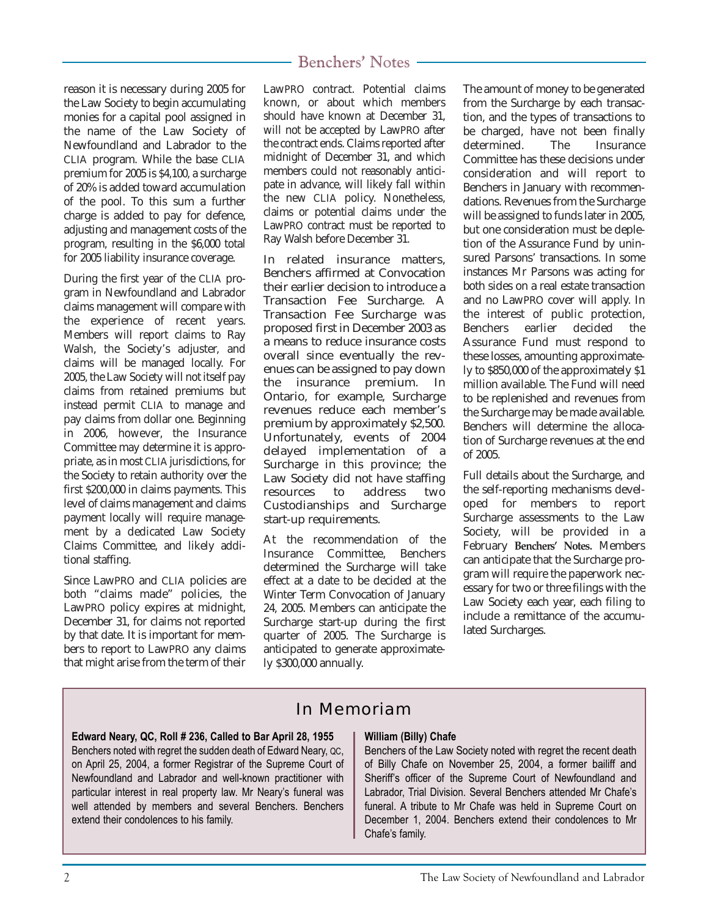reason it is necessary during 2005 for the Law Society to begin accumulating monies for a capital pool assigned in the name of the Law Society of Newfoundland and Labrador to the CLIA program. While the base CLIA premium for 2005 is $4,100, a surcharge of 20% is added toward accumulation of the pool. To this sum a further charge is added to pay for defence, adjusting and management costs of the program, resulting in the $6,000 total for 2005 liability insurance coverage.

During the first year of the CLIA program in Newfoundland and Labrador claims management will compare with the experience of recent years. Members will report claims to Ray Walsh, the Society's adjuster, and claims will be managed locally. For 2005, the Law Society will not itself pay claims from retained premiums but instead permit CLIA to manage and pay claims from dollar one. Beginning in 2006, however, the Insurance Committee may determine it is appropriate, as in most CLIA jurisdictions, for the Society to retain authority over the first $200,000 in claims payments. This level of claims management and claims payment locally will require management by a dedicated Law Society Claims Committee, and likely additional staffing.

Since LawPRO and CLIA policies are both "claims made" policies, the LawPRO policy expires at midnight, December 31, for claims not reported by that date. It is important for members to report to LawPRO any claims that might arise from the term of their LawPRO contract. Potential claims known, or about which members should have known at December 31, will not be accepted by LawPRO after the contract ends. Claims reported after midnight of December 31, and which members could not reasonably anticipate in advance, will likely fall within the new CLIA policy. Nonetheless, claims or potential claims under the LawPRO contract must be reported to Ray Walsh before December 31.

In related insurance matters, Benchers affirmed at Convocation their earlier decision to introduce a Transaction Fee Surcharge. A Transaction Fee Surcharge was proposed first in December 2003 as a means to reduce insurance costs overall since eventually the revenues can be assigned to pay down the insurance premium. In Ontario, for example, Surcharge revenues reduce each member's premium by approximately $2,500. Unfortunately, events of 2004 delayed implementation of a Surcharge in this province; the Law Society did not have staffing resources to address two Custodianships and Surcharge start-up requirements.

At the recommendation of the Insurance Committee, Benchers determined the Surcharge will take effect at a date to be decided at the Winter Term Convocation of January 24, 2005. Members can anticipate the Surcharge start-up during the first quarter of 2005. The Surcharge is anticipated to generate approximately $300,000 annually.

The amount of money to be generated from the Surcharge by each transaction, and the types of transactions to be charged, have not been finally determined. The Insurance Committee has these decisions under consideration and will report to Benchers in January with recommendations. Revenues from the Surcharge will be assigned to funds later in 2005, but one consideration must be depletion of the Assurance Fund by uninsured Parsons' transactions. In some instances Mr Parsons was acting for both sides on a real estate transaction and no LawPRO cover will apply. In the interest of public protection, Benchers earlier decided the Assurance Fund must respond to these losses, amounting approximately to $850,000 of the approximately $1 million available. The Fund will need to be replenished and revenues from the Surcharge may be made available. Benchers will determine the allocation of Surcharge revenues at the end of 2005.

Full details about the Surcharge, and the self-reporting mechanisms developed for members to report Surcharge assessments to the Law Society, will be provided in a February **Benchers' Notes.** Members can anticipate that the Surcharge program will require the paperwork necessary for two or three filings with the Law Society each year, each filing to include a remittance of the accumulated Surcharges.

## In Memoriam

**Edward Neary, QC, Roll # 236, Called to Bar April 28, 1955**

Benchers noted with regret the sudden death of Edward Neary, QC, on April 25, 2004, a former Registrar of the Supreme Court of Newfoundland and Labrador and well-known practitioner with particular interest in real property law. Mr Neary's funeral was well attended by members and several Benchers. Benchers extend their condolences to his family.

**William (Billy) Chafe**

Benchers of the Law Society noted with regret the recent death of Billy Chafe on November 25, 2004, a former bailiff and Sheriff's officer of the Supreme Court of Newfoundland and Labrador, Trial Division. Several Benchers attended Mr Chafe's funeral. A tribute to Mr Chafe was held in Supreme Court on December 1, 2004. Benchers extend their condolences to Mr Chafe's family.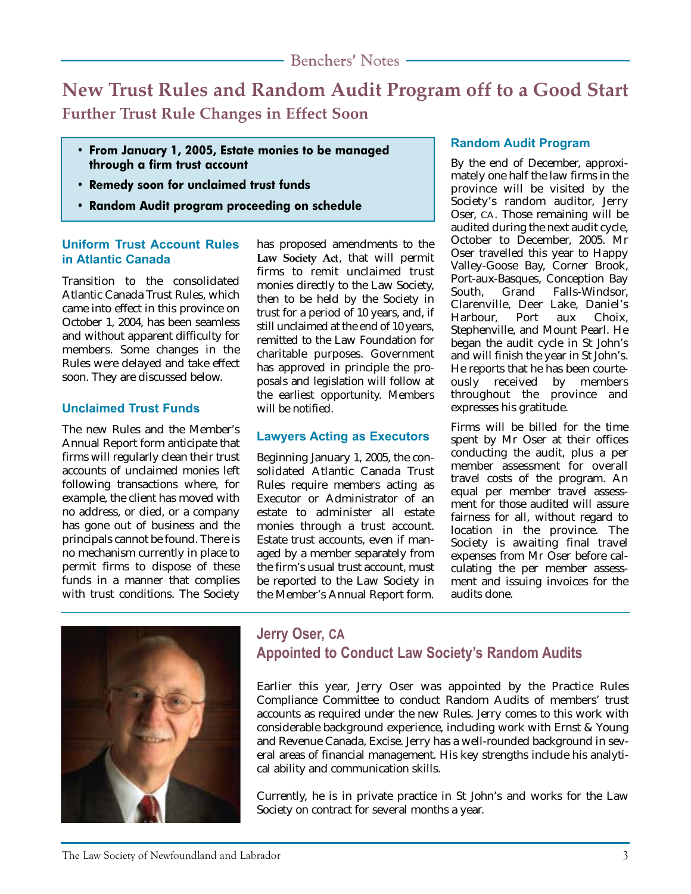## New Trust Rules and Random Audit Program off to a Good Start

### Further Trust Rule Changes in Effect Soon

- **From January 1, 2005, Estate monies to be managed through a firm trust account**
- **Remedy soon for unclaimed trust funds**
- **Random Audit program proceeding on schedule**

### Uniform Trust Account Rules in Atlantic Canada

Transition to the consolidated Atlantic Canada Trust Rules, which came into effect in this province on October 1, 2004, has been seamless and without apparent difficulty for members. Some changes in the Rules were delayed and take effect soon. They are discussed below.

### Unclaimed Trust Funds

The new Rules and the Member's Annual Report form anticipate that firms will regularly clean their trust accounts of unclaimed monies left following transactions where, for example, the client has moved with no address, or died, or a company has gone out of business and the principals cannot be found. There is no mechanism currently in place to permit firms to dispose of these funds in a manner that complies with trust conditions. The Society has proposed amendments to the **Law Society Act**, that will permit firms to remit unclaimed trust monies directly to the Law Society, then to be held by the Society in trust for a period of 10 years, and, if still unclaimed at the end of 10 years, remitted to the Law Foundation for charitable purposes. Government has approved in principle the proposals and legislation will follow at the earliest opportunity. Members will be notified.

### Lawyers Acting as Executors

Beginning January 1, 2005, the consolidated Atlantic Canada Trust Rules require members acting as Executor or Administrator of an estate to administer all estate monies through a trust account. Estate trust accounts, even if managed by a member separately from the firm's usual trust account, must be reported to the Law Society in the Member's Annual Report form.

### Random Audit Program

By the end of December, approximately one half the law firms in the province will be visited by the Society's random auditor, Jerry Oser, CA. Those remaining will be audited during the next audit cycle, October to December, 2005. Mr Oser travelled this year to Happy Valley-Goose Bay, Corner Brook, Port-aux-Basques, Conception Bay South, Grand Falls-Windsor, Clarenville, Deer Lake, Daniel's Harbour, Port aux Choix, Stephenville, and Mount Pearl. He began the audit cycle in St John's and will finish the year in St John's. He reports that he has been courteously received by members throughout the province and expresses his gratitude.

Firms will be billed for the time spent by Mr Oser at their offices conducting the audit, plus a per member assessment for overall travel costs of the program. An equal per member travel assessment for those audited will assure fairness for all, without regard to location in the province. The Society is awaiting final travel expenses from Mr Oser before calculating the per member assessment and issuing invoices for the audits done.

## Jerry Oser, CA
## Appointed to Conduct Law Society's Random Audits

Earlier this year, Jerry Oser was appointed by the Practice Rules Compliance Committee to conduct Random Audits of members' trust accounts as required under the new Rules. Jerry comes to this work with considerable background experience, including work with Ernst & Young and Revenue Canada, Excise. Jerry has a well-rounded background in several areas of financial management. His key strengths include his analytical ability and communication skills.

Currently, he is in private practice in St John's and works for the Law Society on contract for several months a year.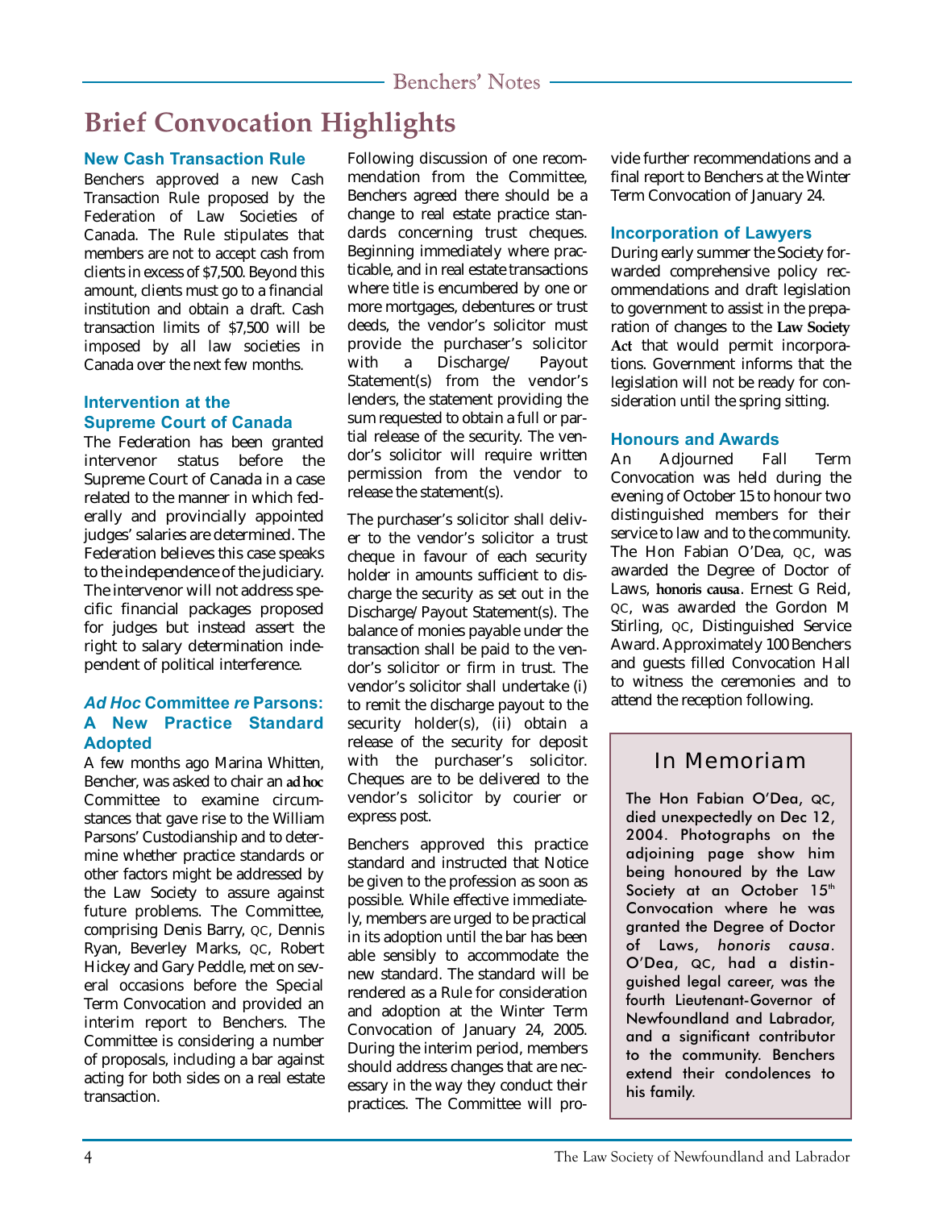# Brief Convocation Highlights

### New Cash Transaction Rule

Benchers approved a new Cash Transaction Rule proposed by the Federation of Law Societies of Canada. The Rule stipulates that members are not to accept cash from clients in excess of $7,500. Beyond this amount, clients must go to a financial institution and obtain a draft. Cash transaction limits of $7,500 will be imposed by all law societies in Canada over the next few months.

### Intervention at the Supreme Court of Canada

The Federation has been granted intervenor status before the Supreme Court of Canada in a case related to the manner in which federally and provincially appointed judges' salaries are determined. The Federation believes this case speaks to the independence of the judiciary. The intervenor will not address specific financial packages proposed for judges but instead assert the right to salary determination independent of political interference.

### *Ad Hoc* Committee *re* Parsons: A New Practice Standard Adopted

A few months ago Marina Whitten, Bencher, was asked to chair an **ad hoc** Committee to examine circumstances that gave rise to the William Parsons' Custodianship and to determine whether practice standards or other factors might be addressed by the Law Society to assure against future problems. The Committee, comprising Denis Barry, QC, Dennis Ryan, Beverley Marks, QC, Robert Hickey and Gary Peddle, met on several occasions before the Special Term Convocation and provided an interim report to Benchers. The Committee is considering a number of proposals, including a bar against acting for both sides on a real estate transaction.

Following discussion of one recommendation from the Committee, Benchers agreed there should be a change to real estate practice standards concerning trust cheques. Beginning immediately where practicable, and in real estate transactions where title is encumbered by one or more mortgages, debentures or trust deeds, the vendor's solicitor must provide the purchaser's solicitor with a Discharge/ Payout Statement(s) from the vendor's lenders, the statement providing the sum requested to obtain a full or partial release of the security. The vendor's solicitor will require written permission from the vendor to release the statement(s).

The purchaser's solicitor shall deliver to the vendor's solicitor a trust cheque in favour of each security holder in amounts sufficient to discharge the security as set out in the Discharge/Payout Statement(s). The balance of monies payable under the transaction shall be paid to the vendor's solicitor or firm in trust. The vendor's solicitor shall undertake (i) to remit the discharge payout to the security holder(s), (ii) obtain a release of the security for deposit with the purchaser's solicitor. Cheques are to be delivered to the vendor's solicitor by courier or express post.

Benchers approved this practice standard and instructed that Notice be given to the profession as soon as possible. While effective immediately, members are urged to be practical in its adoption until the bar has been able sensibly to accommodate the new standard. The standard will be rendered as a Rule for consideration and adoption at the Winter Term Convocation of January 24, 2005. During the interim period, members should address changes that are necessary in the way they conduct their practices. The Committee will provide further recommendations and a final report to Benchers at the Winter Term Convocation of January 24.

### Incorporation of Lawyers

During early summer the Society forwarded comprehensive policy recommendations and draft legislation to government to assist in the preparation of changes to the **Law Society Act** that would permit incorporations. Government informs that the legislation will not be ready for consideration until the spring sitting.

### Honours and Awards

An Adjourned Fall Term Convocation was held during the evening of October 15 to honour two distinguished members for their service to law and to the community. The Hon Fabian O'Dea, QC, was awarded the Degree of Doctor of Laws, **honoris causa**. Ernest G Reid, QC, was awarded the Gordon M Stirling, QC, Distinguished Service Award. Approximately 100 Benchers and guests filled Convocation Hall to witness the ceremonies and to attend the reception following.

## In Memoriam

The Hon Fabian O'Dea, QC, died unexpectedly on Dec 12, 2004. Photographs on the adjoining page show him being honoured by the Law Society at an October 15th Convocation where he was granted the Degree of Doctor of Laws, *honoris causa*. O'Dea, QC, had a distinguished legal career, was the fourth Lieutenant-Governor of Newfoundland and Labrador, and a significant contributor to the community. Benchers extend their condolences to his family.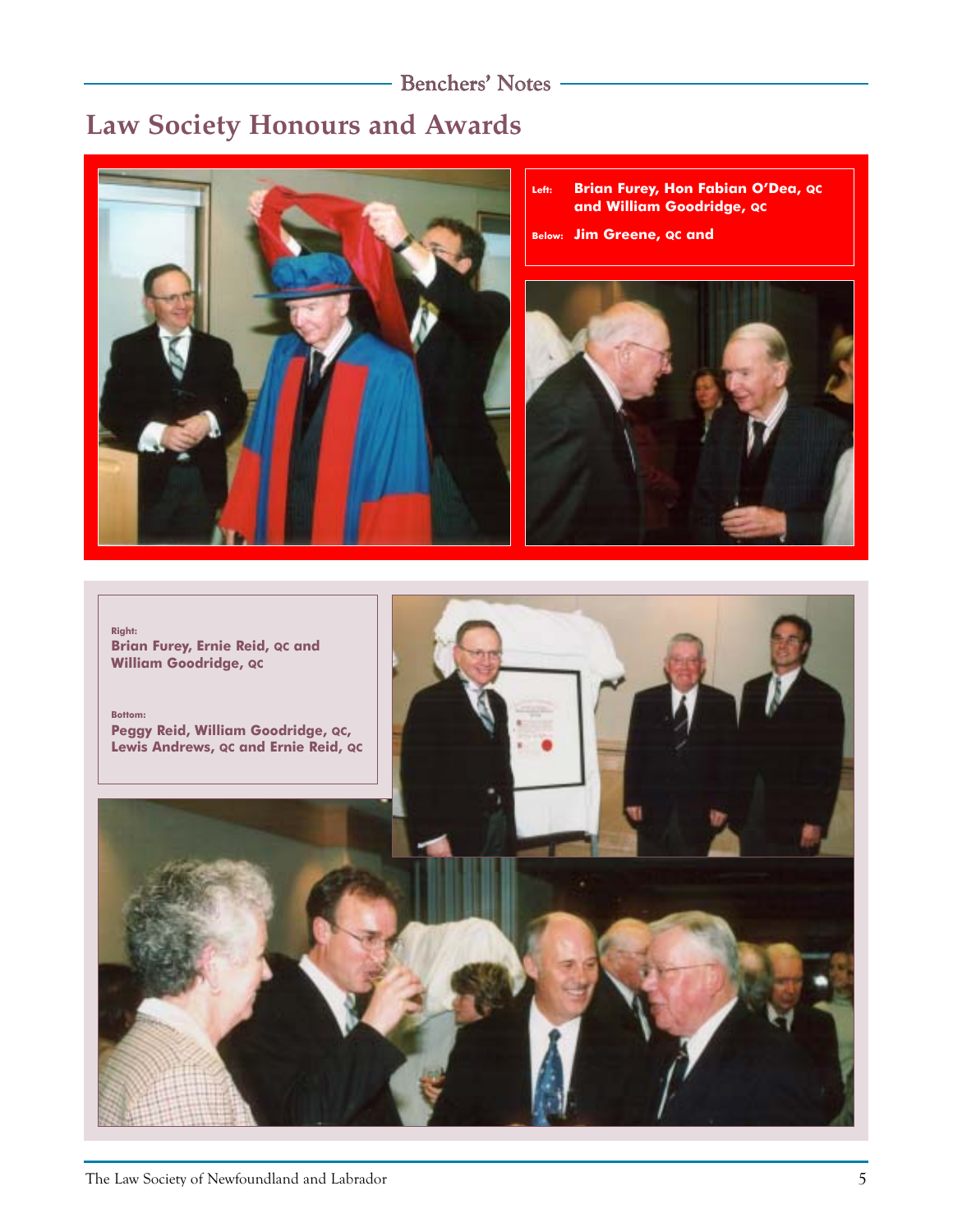# Law Society Honours and Awards

**Left:** Brian Furey, Hon Fabian O'Dea, QC and William Goodridge, QC

**Below:** Jim Greene, QC and

**Right:**
Brian Furey, Ernie Reid, QC and William Goodridge, QC

**Bottom:**
Peggy Reid, William Goodridge, QC, Lewis Andrews, QC and Ernie Reid, QC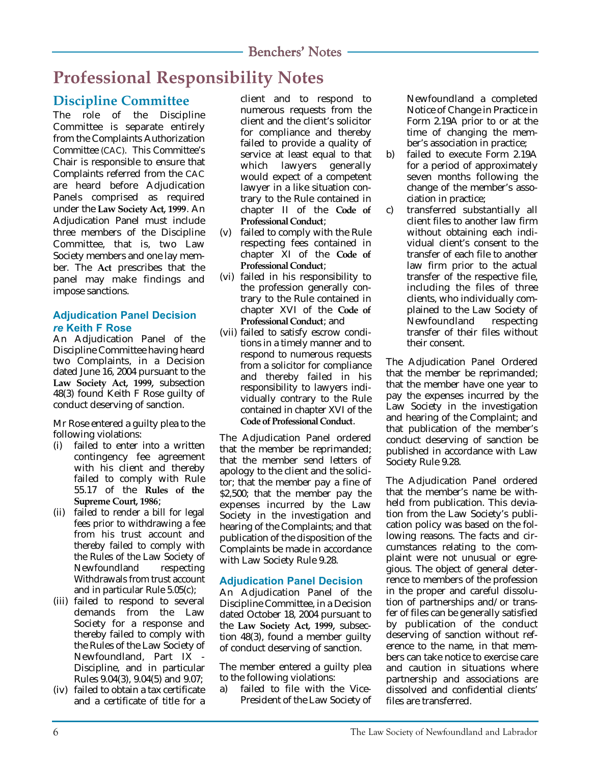# Professional Responsibility Notes

## Discipline Committee

The role of the Discipline Committee is separate entirely from the Complaints Authorization Committee (CAC). This Committee's Chair is responsible to ensure that Complaints referred from the CAC are heard before Adjudication Panels comprised as required under the **Law Society Act, 1999**. An Adjudication Panel must include three members of the Discipline Committee, that is, two Law Society members and one lay member. The **Act** prescribes that the panel may make findings and impose sanctions.

### Adjudication Panel Decision *re* Keith F Rose

An Adjudication Panel of the Discipline Committee having heard two Complaints, in a Decision dated June 16, 2004 pursuant to the **Law Society Act, 1999,** subsection 48(3) found Keith F Rose guilty of conduct deserving of sanction.

Mr Rose entered a guilty plea to the following violations:

(i) failed to enter into a written contingency fee agreement with his client and thereby failed to comply with Rule 55.17 of the **Rules of the Supreme Court, 1986**;

(ii) failed to render a bill for legal fees prior to withdrawing a fee from his trust account and thereby failed to comply with the Rules of the Law Society of Newfoundland respecting Withdrawals from trust account and in particular Rule 5.05(c);

(iii) failed to respond to several demands from the Law Society for a response and thereby failed to comply with the Rules of the Law Society of Newfoundland, Part IX - Discipline, and in particular Rules 9.04(3), 9.04(5) and 9.07;

(iv) failed to obtain a tax certificate and a certificate of title for a client and to respond to numerous requests from the client and the client's solicitor for compliance and thereby failed to provide a quality of service at least equal to that which lawyers generally would expect of a competent lawyer in a like situation contrary to the Rule contained in chapter II of the **Code of Professional Conduct**;

(v) failed to comply with the Rule respecting fees contained in chapter XI of the **Code of Professional Conduct**;

(vi) failed in his responsibility to the profession generally contrary to the Rule contained in chapter XVI of the **Code of Professional Conduct**; and

(vii) failed to satisfy escrow conditions in a timely manner and to respond to numerous requests from a solicitor for compliance and thereby failed in his responsibility to lawyers individually contrary to the Rule contained in chapter XVI of the **Code of Professional Conduct**.

The Adjudication Panel ordered that the member be reprimanded; that the member send letters of apology to the client and the solicitor; that the member pay a fine of $2,500; that the member pay the expenses incurred by the Law Society in the investigation and hearing of the Complaints; and that publication of the disposition of the Complaints be made in accordance with Law Society Rule 9.28.

### Adjudication Panel Decision

An Adjudication Panel of the Discipline Committee, in a Decision dated October 18, 2004 pursuant to the **Law Society Act, 1999,** subsection 48(3), found a member guilty of conduct deserving of sanction.

The member entered a guilty plea to the following violations:

a) failed to file with the Vice-President of the Law Society of Newfoundland a completed Notice of Change in Practice in Form 2.19A prior to or at the time of changing the member's association in practice;

b) failed to execute Form 2.19A for a period of approximately seven months following the change of the member's association in practice;

c) transferred substantially all client files to another law firm without obtaining each individual client's consent to the transfer of each file to another law firm prior to the actual transfer of the respective file, including the files of three clients, who individually complained to the Law Society of Newfoundland respecting transfer of their files without their consent.

The Adjudication Panel Ordered that the member be reprimanded; that the member have one year to pay the expenses incurred by the Law Society in the investigation and hearing of the Complaint; and that publication of the member's conduct deserving of sanction be published in accordance with Law Society Rule 9.28.

The Adjudication Panel ordered that the member's name be withheld from publication. This deviation from the Law Society's publication policy was based on the following reasons. The facts and circumstances relating to the complaint were not unusual or egregious. The object of general deterrence to members of the profession in the proper and careful dissolution of partnerships and/or transfer of files can be generally satisfied by publication of the conduct deserving of sanction without reference to the name, in that members can take notice to exercise care and caution in situations where partnership and associations are dissolved and confidential clients' files are transferred.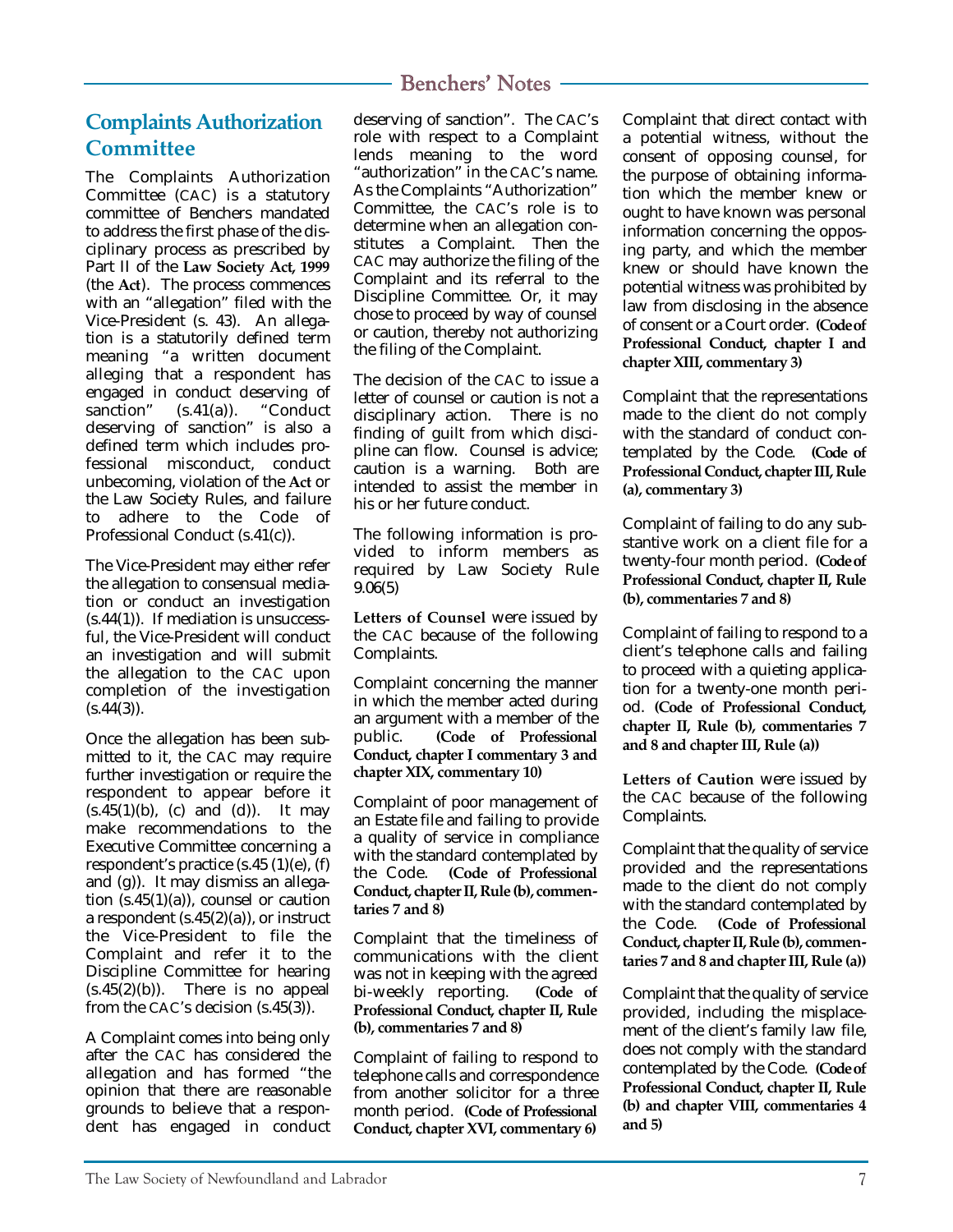## Complaints Authorization Committee

The Complaints Authorization Committee (CAC) is a statutory committee of Benchers mandated to address the first phase of the disciplinary process as prescribed by Part II of the **Law Society Act, 1999** (the **Act**). The process commences with an "allegation" filed with the Vice-President (s. 43). An allegation is a statutorily defined term meaning "a written document alleging that a respondent has engaged in conduct deserving of sanction" (s.41(a)). "Conduct deserving of sanction" is also a defined term which includes professional misconduct, conduct unbecoming, violation of the **Act** or the Law Society Rules, and failure to adhere to the Code of Professional Conduct (s.41(c)).

The Vice-President may either refer the allegation to consensual mediation or conduct an investigation (s.44(1)). If mediation is unsuccessful, the Vice-President will conduct an investigation and will submit the allegation to the CAC upon completion of the investigation (s.44(3)).

Once the allegation has been submitted to it, the CAC may require further investigation or require the respondent to appear before it (s.45(1)(b), (c) and (d)). It may make recommendations to the Executive Committee concerning a respondent's practice (s.45 (1)(e), (f) and (g)). It may dismiss an allegation (s.45(1)(a)), counsel or caution a respondent (s.45(2)(a)), or instruct the Vice-President to file the Complaint and refer it to the Discipline Committee for hearing (s.45(2)(b)). There is no appeal from the CAC's decision (s.45(3)).

A Complaint comes into being only after the CAC has considered the allegation and has formed "the opinion that there are reasonable grounds to believe that a respondent has engaged in conduct deserving of sanction". The CAC's role with respect to a Complaint lends meaning to the word "authorization" in the CAC's name. As the Complaints "Authorization" Committee, the CAC's role is to determine when an allegation constitutes a Complaint. Then the CAC may authorize the filing of the Complaint and its referral to the Discipline Committee. Or, it may chose to proceed by way of counsel or caution, thereby not authorizing the filing of the Complaint.

The decision of the CAC to issue a letter of counsel or caution is not a disciplinary action. There is no finding of guilt from which discipline can flow. Counsel is advice; caution is a warning. Both are intended to assist the member in his or her future conduct.

The following information is provided to inform members as required by Law Society Rule 9.06(5)

**Letters of Counsel** were issued by the CAC because of the following Complaints.

Complaint concerning the manner in which the member acted during an argument with a member of the public. **(Code of Professional Conduct, chapter I commentary 3 and chapter XIX, commentary 10)**

Complaint of poor management of an Estate file and failing to provide a quality of service in compliance with the standard contemplated by the Code. **(Code of Professional Conduct, chapter II, Rule (b), commentaries 7 and 8)**

Complaint that the timeliness of communications with the client was not in keeping with the agreed bi-weekly reporting. **(Code of Professional Conduct, chapter II, Rule (b), commentaries 7 and 8)**

Complaint of failing to respond to telephone calls and correspondence from another solicitor for a three month period. **(Code of Professional Conduct, chapter XVI, commentary 6)**

Complaint that direct contact with a potential witness, without the consent of opposing counsel, for the purpose of obtaining information which the member knew or ought to have known was personal information concerning the opposing party, and which the member knew or should have known the potential witness was prohibited by law from disclosing in the absence of consent or a Court order. **(Code of Professional Conduct, chapter I and chapter XIII, commentary 3)**

Complaint that the representations made to the client do not comply with the standard of conduct contemplated by the Code. **(Code of Professional Conduct, chapter III, Rule (a), commentary 3)**

Complaint of failing to do any substantive work on a client file for a twenty-four month period. **(Code of Professional Conduct, chapter II, Rule (b), commentaries 7 and 8)**

Complaint of failing to respond to a client's telephone calls and failing to proceed with a quieting application for a twenty-one month period. **(Code of Professional Conduct, chapter II, Rule (b), commentaries 7 and 8 and chapter III, Rule (a))**

**Letters of Caution** were issued by the CAC because of the following Complaints.

Complaint that the quality of service provided and the representations made to the client do not comply with the standard contemplated by the Code. **(Code of Professional Conduct, chapter II, Rule (b), commentaries 7 and 8 and chapter III, Rule (a))**

Complaint that the quality of service provided, including the misplacement of the client's family law file, does not comply with the standard contemplated by the Code. **(Code of Professional Conduct, chapter II, Rule (b) and chapter VIII, commentaries 4 and 5)**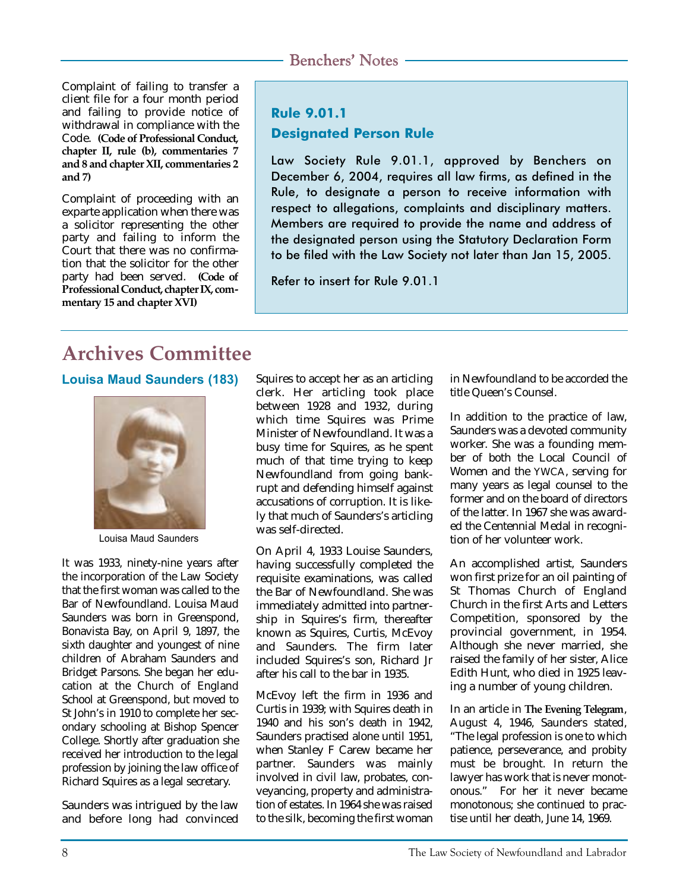Complaint of failing to transfer a client file for a four month period and failing to provide notice of withdrawal in compliance with the Code. **(Code of Professional Conduct, chapter II, rule (b), commentaries 7 and 8 and chapter XII, commentaries 2 and 7)**

Complaint of proceeding with an exparte application when there was a solicitor representing the other party and failing to inform the Court that there was no confirmation that the solicitor for the other party had been served. **(Code of Professional Conduct, chapter IX, commentary 15 and chapter XVI)**

### Rule 9.01.1
### Designated Person Rule

Law Society Rule 9.01.1, approved by Benchers on December 6, 2004, requires all law firms, as defined in the Rule, to designate a person to receive information with respect to allegations, complaints and disciplinary matters. Members are required to provide the name and address of the designated person using the Statutory Declaration Form to be filed with the Law Society not later than Jan 15, 2005.

Refer to insert for Rule 9.01.1

# Archives Committee

## Louisa Maud Saunders (183)

Louisa Maud Saunders

It was 1933, ninety-nine years after the incorporation of the Law Society that the first woman was called to the Bar of Newfoundland. Louisa Maud Saunders was born in Greenspond, Bonavista Bay, on April 9, 1897, the sixth daughter and youngest of nine children of Abraham Saunders and Bridget Parsons. She began her education at the Church of England School at Greenspond, but moved to St John's in 1910 to complete her secondary schooling at Bishop Spencer College. Shortly after graduation she received her introduction to the legal profession by joining the law office of Richard Squires as a legal secretary.

Saunders was intrigued by the law and before long had convinced Squires to accept her as an articling clerk. Her articling took place between 1928 and 1932, during which time Squires was Prime Minister of Newfoundland. It was a busy time for Squires, as he spent much of that time trying to keep Newfoundland from going bankrupt and defending himself against accusations of corruption. It is likely that much of Saunders's articling was self-directed.

On April 4, 1933 Louise Saunders, having successfully completed the requisite examinations, was called the Bar of Newfoundland. She was immediately admitted into partnership in Squires's firm, thereafter known as Squires, Curtis, McEvoy and Saunders. The firm later included Squires's son, Richard Jr after his call to the bar in 1935.

McEvoy left the firm in 1936 and Curtis in 1939; with Squires death in 1940 and his son's death in 1942, Saunders practised alone until 1951, when Stanley F Carew became her partner. Saunders was mainly involved in civil law, probates, conveyancing, property and administration of estates. In 1964 she was raised to the silk, becoming the first woman in Newfoundland to be accorded the title Queen's Counsel.

In addition to the practice of law, Saunders was a devoted community worker. She was a founding member of both the Local Council of Women and the YWCA, serving for many years as legal counsel to the former and on the board of directors of the latter. In 1967 she was awarded the Centennial Medal in recognition of her volunteer work.

An accomplished artist, Saunders won first prize for an oil painting of St Thomas Church of England Church in the first Arts and Letters Competition, sponsored by the provincial government, in 1954. Although she never married, she raised the family of her sister, Alice Edith Hunt, who died in 1925 leaving a number of young children.

In an article in **The Evening Telegram**, August 4, 1946, Saunders stated, "The legal profession is one to which patience, perseverance, and probity must be brought. In return the lawyer has work that is never monotonous." For her it never became monotonous; she continued to practise until her death, June 14, 1969.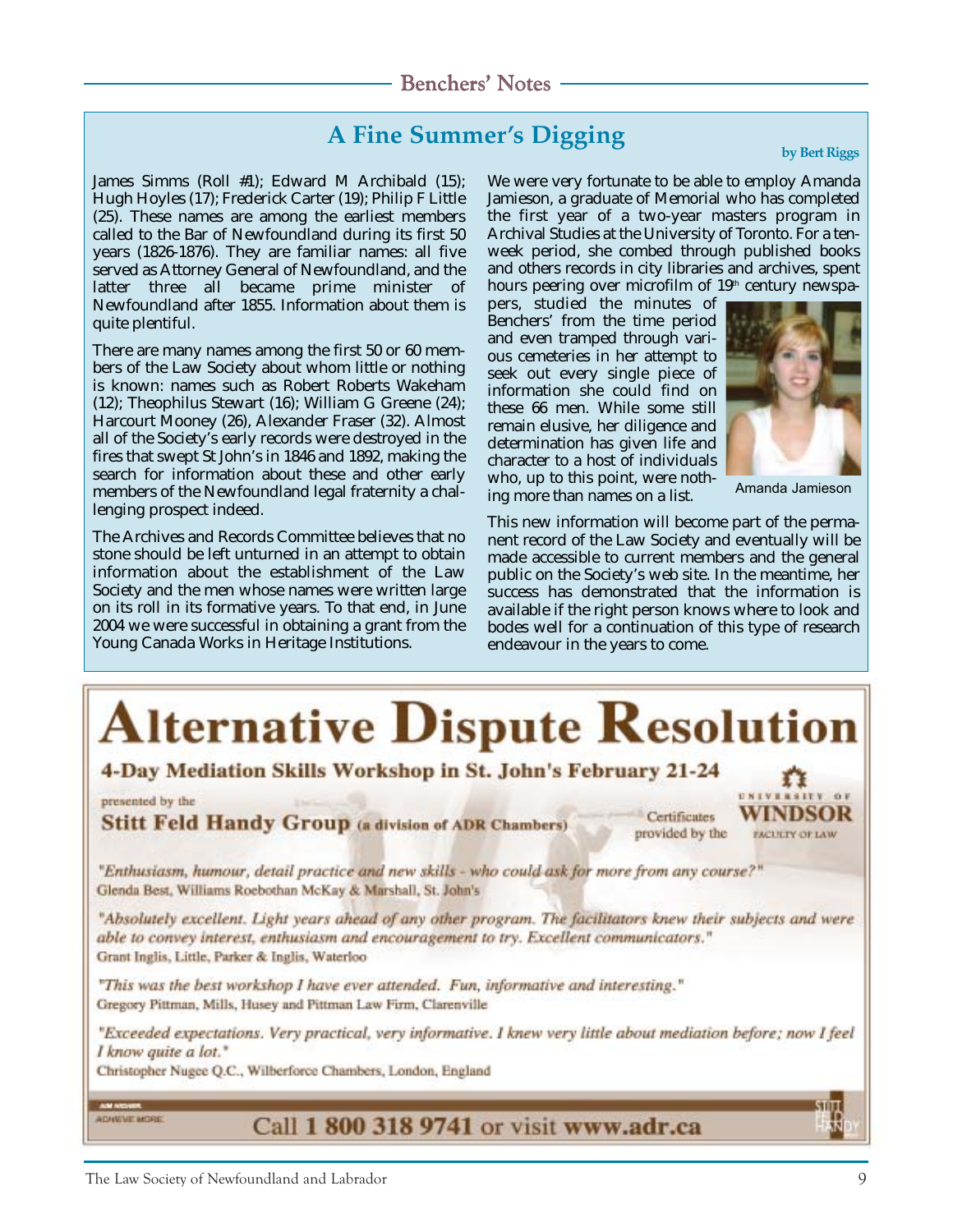## A Fine Summer's Digging

**by Bert Riggs**

James Simms (Roll #1); Edward M Archibald (15); Hugh Hoyles (17); Frederick Carter (19); Philip F Little (25). These names are among the earliest members called to the Bar of Newfoundland during its first 50 years (1826-1876). They are familiar names: all five served as Attorney General of Newfoundland, and the latter three all became prime minister of Newfoundland after 1855. Information about them is quite plentiful.

There are many names among the first 50 or 60 members of the Law Society about whom little or nothing is known: names such as Robert Roberts Wakeham (12); Theophilus Stewart (16); William G Greene (24); Harcourt Mooney (26), Alexander Fraser (32). Almost all of the Society's early records were destroyed in the fires that swept St John's in 1846 and 1892, making the search for information about these and other early members of the Newfoundland legal fraternity a challenging prospect indeed.

The Archives and Records Committee believes that no stone should be left unturned in an attempt to obtain information about the establishment of the Law Society and the men whose names were written large on its roll in its formative years. To that end, in June 2004 we were successful in obtaining a grant from the Young Canada Works in Heritage Institutions.

We were very fortunate to be able to employ Amanda Jamieson, a graduate of Memorial who has completed the first year of a two-year masters program in Archival Studies at the University of Toronto. For a ten-week period, she combed through published books and others records in city libraries and archives, spent hours peering over microfilm of 19th century newspapers, studied the minutes of Benchers' from the time period and even tramped through various cemeteries in her attempt to seek out every single piece of information she could find on these 66 men. While some still remain elusive, her diligence and determination has given life and character to a host of individuals who, up to this point, were nothing more than names on a list.

Amanda Jamieson

This new information will become part of the permanent record of the Law Society and eventually will be made accessible to current members and the general public on the Society's web site. In the meantime, her success has demonstrated that the information is available if the right person knows where to look and bodes well for a continuation of this type of research endeavour in the years to come.

# Alternative Dispute Resolution

**4-Day Mediation Skills Workshop in St. John's February 21-24**

presented by the **Stitt Feld Handy Group (a division of ADR Chambers)**

Certificates provided by the University of Windsor Faculty of Law

*"Enthusiasm, humour, detail practice and new skills - who could ask for more from any course?"*
Glenda Best, Williams Roebothan McKay & Marshall, St. John's

*"Absolutely excellent. Light years ahead of any other program. The facilitators knew their subjects and were able to convey interest, enthusiasm and encouragement to try. Excellent communicators."*
Grant Inglis, Little, Parker & Inglis, Waterloo

*"This was the best workshop I have ever attended. Fun, informative and interesting."*
Gregory Pittman, Mills, Husey and Pittman Law Firm, Clarenville

*"Exceeded expectations. Very practical, very informative. I knew very little about mediation before; now I feel I know quite a lot."*
Christopher Nugee Q.C., Wilberforce Chambers, London, England

Call **1 800 318 9741** or visit **www.adr.ca**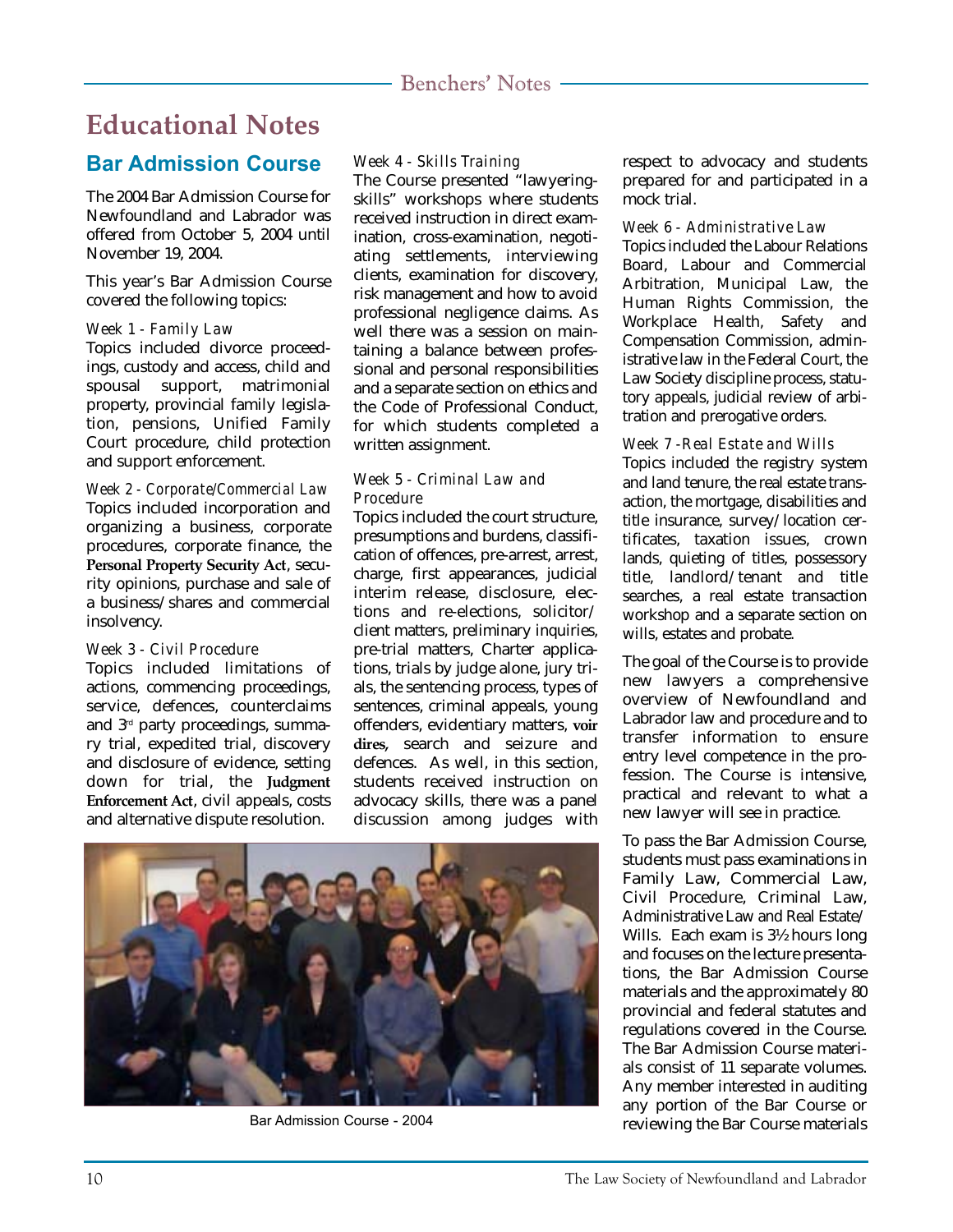# Educational Notes

## Bar Admission Course

The 2004 Bar Admission Course for Newfoundland and Labrador was offered from October 5, 2004 until November 19, 2004.

This year's Bar Admission Course covered the following topics:

*Week 1 - Family Law*
Topics included divorce proceedings, custody and access, child and spousal support, matrimonial property, provincial family legislation, pensions, Unified Family Court procedure, child protection and support enforcement.

*Week 2 - Corporate/Commercial Law*
Topics included incorporation and organizing a business, corporate procedures, corporate finance, the **Personal Property Security Act**, security opinions, purchase and sale of a business/shares and commercial insolvency.

*Week 3 - Civil Procedure*
Topics included limitations of actions, commencing proceedings, service, defences, counterclaims and 3rd party proceedings, summary trial, expedited trial, discovery and disclosure of evidence, setting down for trial, the **Judgment Enforcement Act**, civil appeals, costs and alternative dispute resolution.

*Week 4 - Skills Training*
The Course presented "lawyering-skills" workshops where students received instruction in direct examination, cross-examination, negotiating settlements, interviewing clients, examination for discovery, risk management and how to avoid professional negligence claims. As well there was a session on maintaining a balance between professional and personal responsibilities and a separate section on ethics and the Code of Professional Conduct, for which students completed a written assignment.

*Week 5 - Criminal Law and Procedure*
Topics included the court structure, presumptions and burdens, classification of offences, pre-arrest, arrest, charge, first appearances, judicial interim release, disclosure, elections and re-elections, solicitor/client matters, preliminary inquiries, pre-trial matters, Charter applications, trials by judge alone, jury trials, the sentencing process, types of sentences, criminal appeals, young offenders, evidentiary matters, **voir dires**, search and seizure and defences. As well, in this section, students received instruction on advocacy skills, there was a panel discussion among judges with respect to advocacy and students prepared for and participated in a mock trial.

*Week 6 - Administrative Law*
Topics included the Labour Relations Board, Labour and Commercial Arbitration, Municipal Law, the Human Rights Commission, the Workplace Health, Safety and Compensation Commission, administrative law in the Federal Court, the Law Society discipline process, statutory appeals, judicial review of arbitration and prerogative orders.

*Week 7 - Real Estate and Wills*
Topics included the registry system and land tenure, the real estate transaction, the mortgage, disabilities and title insurance, survey/location certificates, taxation issues, crown lands, quieting of titles, possessory title, landlord/tenant and title searches, a real estate transaction workshop and a separate section on wills, estates and probate.

The goal of the Course is to provide new lawyers a comprehensive overview of Newfoundland and Labrador law and procedure and to transfer information to ensure entry level competence in the profession. The Course is intensive, practical and relevant to what a new lawyer will see in practice.

To pass the Bar Admission Course, students must pass examinations in Family Law, Commercial Law, Civil Procedure, Criminal Law, Administrative Law and Real Estate/Wills. Each exam is 3½ hours long and focuses on the lecture presentations, the Bar Admission Course materials and the approximately 80 provincial and federal statutes and regulations covered in the Course. The Bar Admission Course materials consist of 11 separate volumes. Any member interested in auditing any portion of the Bar Course or reviewing the Bar Course materials

Bar Admission Course - 2004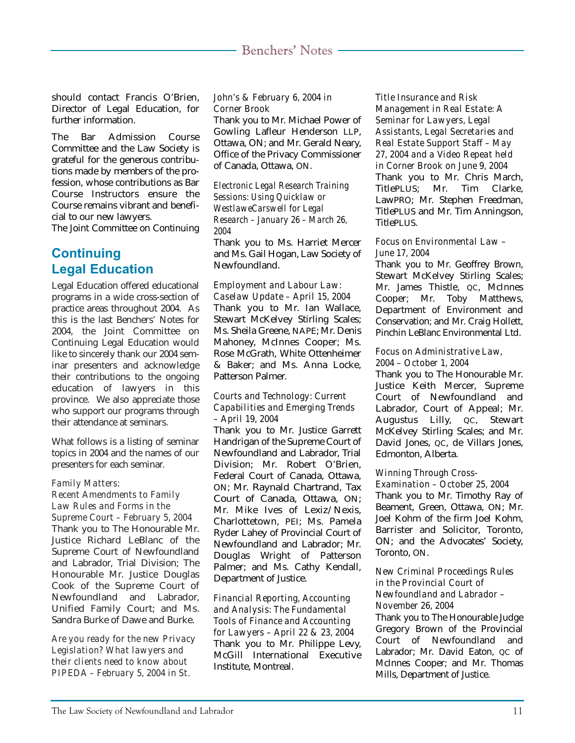should contact Francis O'Brien, Director of Legal Education, for further information.

The Bar Admission Course Committee and the Law Society is grateful for the generous contributions made by members of the profession, whose contributions as Bar Course Instructors ensure the Course remains vibrant and beneficial to our new lawyers.

The Joint Committee on Continuing

## Continuing Legal Education

Legal Education offered educational programs in a wide cross-section of practice areas throughout 2004. As this is the last Benchers' Notes for 2004, the Joint Committee on Continuing Legal Education would like to sincerely thank our 2004 seminar presenters and acknowledge their contributions to the ongoing education of lawyers in this province. We also appreciate those who support our programs through their attendance at seminars.

What follows is a listing of seminar topics in 2004 and the names of our presenters for each seminar.

*Family Matters: Recent Amendments to Family Law Rules and Forms in the Supreme Court – February 5, 2004*
Thank you to The Honourable Mr. Justice Richard LeBlanc of the Supreme Court of Newfoundland and Labrador, Trial Division; The Honourable Mr. Justice Douglas Cook of the Supreme Court of Newfoundland and Labrador, Unified Family Court; and Ms. Sandra Burke of Dawe and Burke.

*Are you ready for the new Privacy Legislation? What lawyers and their clients need to know about PIPEDA – February 5, 2004 in St. John's & February 6, 2004 in Corner Brook*
Thank you to Mr. Michael Power of Gowling Lafleur Henderson LLP, Ottawa, ON; and Mr. Gerald Neary, Office of the Privacy Commissioner of Canada, Ottawa, ON.

*Electronic Legal Research Training Sessions: Using Quicklaw or WestlaweCarswell for Legal Research – January 26 – March 26, 2004*
Thank you to Ms. Harriet Mercer and Ms. Gail Hogan, Law Society of Newfoundland.

*Employment and Labour Law: Caselaw Update – April 15, 2004*
Thank you to Mr. Ian Wallace, Stewart McKelvey Stirling Scales; Ms. Sheila Greene, NAPE; Mr. Denis Mahoney, McInnes Cooper; Ms. Rose McGrath, White Ottenheimer & Baker; and Ms. Anna Locke, Patterson Palmer.

*Courts and Technology: Current Capabilities and Emerging Trends – April 19, 2004*
Thank you to Mr. Justice Garrett Handrigan of the Supreme Court of Newfoundland and Labrador, Trial Division; Mr. Robert O'Brien, Federal Court of Canada, Ottawa, ON; Mr. Raynald Chartrand, Tax Court of Canada, Ottawa, ON; Mr. Mike Ives of Lexiz/Nexis, Charlottetown, PEI; Ms. Pamela Ryder Lahey of Provincial Court of Newfoundland and Labrador; Mr. Douglas Wright of Patterson Palmer; and Ms. Cathy Kendall, Department of Justice.

*Financial Reporting, Accounting and Analysis: The Fundamental Tools of Finance and Accounting for Lawyers – April 22 & 23, 2004*
Thank you to Mr. Philippe Levy, McGill International Executive Institute, Montreal.

*Title Insurance and Risk Management in Real Estate: A Seminar for Lawyers, Legal Assistants, Legal Secretaries and Real Estate Support Staff – May 27, 2004 and a Video Repeat held in Corner Brook on June 9, 2004*
Thank you to Mr. Chris March, TitlePLUS; Mr. Tim Clarke, LawPRO; Mr. Stephen Freedman, TitlePLUS and Mr. Tim Anningson, TitlePLUS.

*Focus on Environmental Law – June 17, 2004*
Thank you to Mr. Geoffrey Brown, Stewart McKelvey Stirling Scales; Mr. James Thistle, QC, McInnes Cooper; Mr. Toby Matthews, Department of Environment and Conservation; and Mr. Craig Hollett, Pinchin LeBlanc Environmental Ltd.

*Focus on Administrative Law, 2004 – October 1, 2004*
Thank you to The Honourable Mr. Justice Keith Mercer, Supreme Court of Newfoundland and Labrador, Court of Appeal; Mr. Augustus Lilly, QC, Stewart McKelvey Stirling Scales; and Mr. David Jones, QC, de Villars Jones, Edmonton, Alberta.

*Winning Through Cross-Examination – October 25, 2004*
Thank you to Mr. Timothy Ray of Beament, Green, Ottawa, ON; Mr. Joel Kohm of the firm Joel Kohm, Barrister and Solicitor, Toronto, ON; and the Advocates' Society, Toronto, ON.

*New Criminal Proceedings Rules in the Provincial Court of Newfoundland and Labrador – November 26, 2004*
Thank you to The Honourable Judge Gregory Brown of the Provincial Court of Newfoundland and Labrador; Mr. David Eaton, QC of McInnes Cooper; and Mr. Thomas Mills, Department of Justice.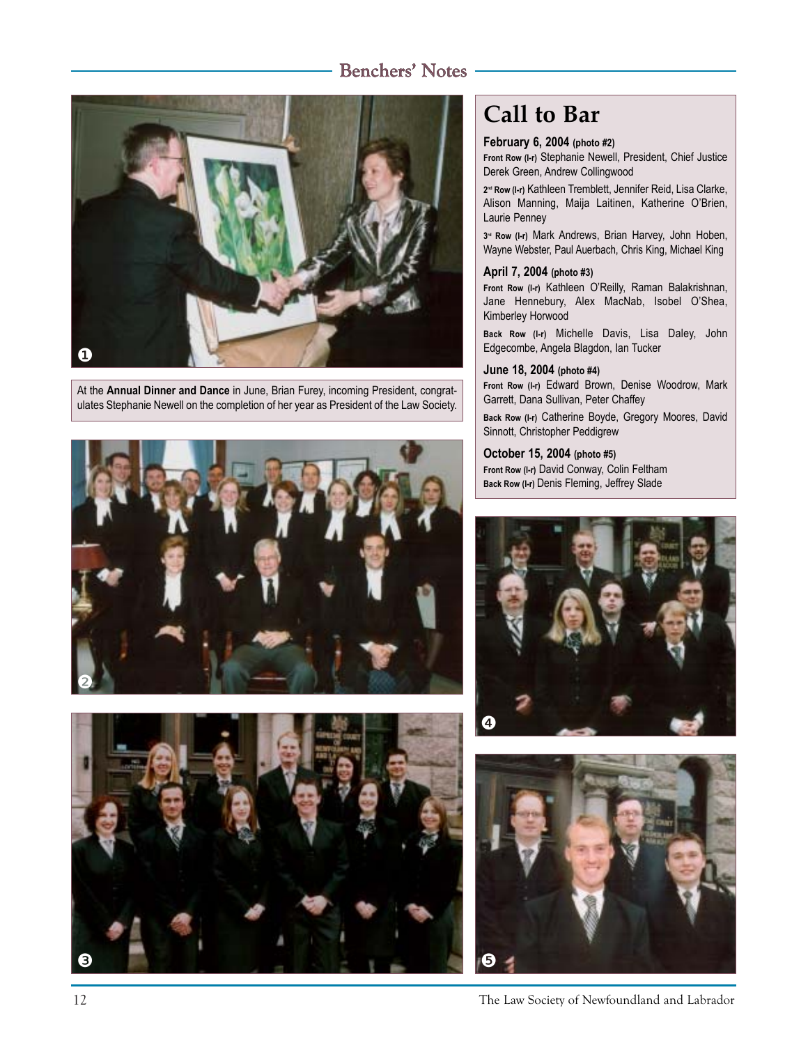At the **Annual Dinner and Dance** in June, Brian Furey, incoming President, congratulates Stephanie Newell on the completion of her year as President of the Law Society.

# Call to Bar

### February 6, 2004 (photo #2)

**Front Row (l-r)** Stephanie Newell, President, Chief Justice Derek Green, Andrew Collingwood

**2nd Row (l-r)** Kathleen Tremblett, Jennifer Reid, Lisa Clarke, Alison Manning, Maija Laitinen, Katherine O'Brien, Laurie Penney

**3rd Row (l-r)** Mark Andrews, Brian Harvey, John Hoben, Wayne Webster, Paul Auerbach, Chris King, Michael King

### April 7, 2004 (photo #3)

**Front Row (l-r)** Kathleen O'Reilly, Raman Balakrishnan, Jane Hennebury, Alex MacNab, Isobel O'Shea, Kimberley Horwood

**Back Row (l-r)** Michelle Davis, Lisa Daley, John Edgecombe, Angela Blagdon, Ian Tucker

### June 18, 2004 (photo #4)

**Front Row (l-r)** Edward Brown, Denise Woodrow, Mark Garrett, Dana Sullivan, Peter Chaffey

**Back Row (l-r)** Catherine Boyde, Gregory Moores, David Sinnott, Christopher Peddigrew

### October 15, 2004 (photo #5)

**Front Row (l-r)** David Conway, Colin Feltham

**Back Row (l-r)** Denis Fleming, Jeffrey Slade